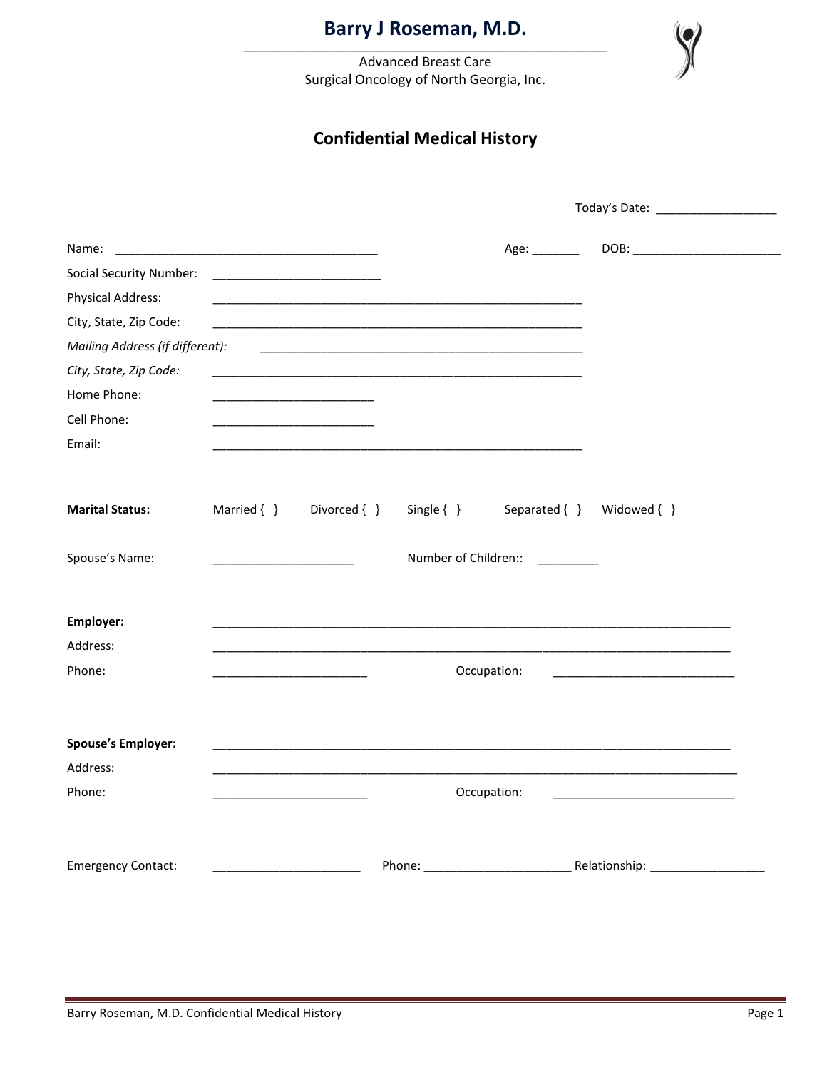# Barry J Roseman, M.D.

Advanced Breast Care
Surgical Oncology of North Georgia, Inc.

## Confidential Medical History

Today's Date: __________________

Name: ________________________________________ Age: _______ DOB: ______________________

Social Security Number: _________________________

Physical Address: ________________________________________________________

City, State, Zip Code: ________________________________________________________

*Mailing Address (if different):* ____________________________________________________

*City, State, Zip Code:* ________________________________________________________

Home Phone: ________________________

Cell Phone: ________________________

Email: ________________________________________________________

**Marital Status:** Married { } Divorced { } Single { } Separated { } Widowed { }

Spouse's Name: _____________________ Number of Children:: _________

**Employer:** ______________________________________________________________________________

Address: ______________________________________________________________________________

Phone: _______________________ Occupation: ___________________________

**Spouse's Employer:** ______________________________________________________________________________

Address: ______________________________________________________________________________

Phone: _______________________ Occupation: ___________________________

Emergency Contact: ______________________ Phone: ______________________ Relationship: _________________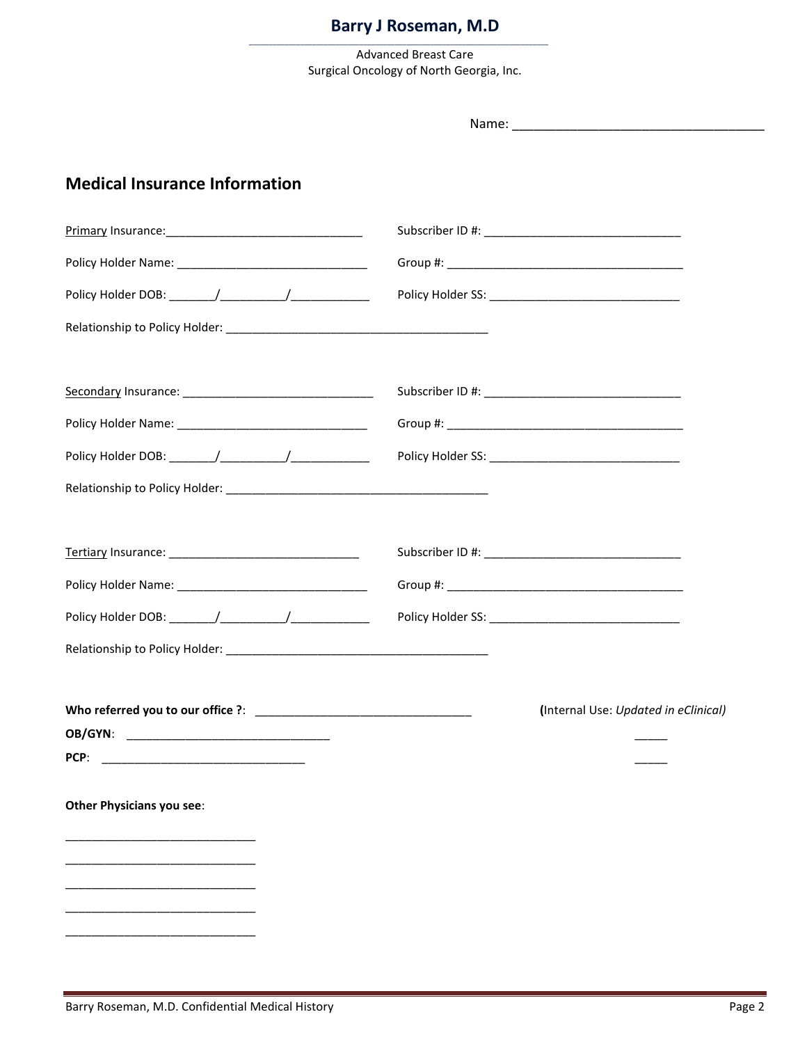# Barry J Roseman, M.D

Advanced Breast Care
Surgical Oncology of North Georgia, Inc.

Name: ____________________________________

## Medical Insurance Information

Primary Insurance:______________________________ Subscriber ID #: ______________________________

Policy Holder Name: ______________________________ Group #: ____________________________________

Policy Holder DOB: _______/__________/____________ Policy Holder SS: ______________________________

Relationship to Policy Holder: ________________________________________

Secondary Insurance: ______________________________ Subscriber ID #: ______________________________

Policy Holder Name: ______________________________ Group #: ____________________________________

Policy Holder DOB: _______/__________/____________ Policy Holder SS: ______________________________

Relationship to Policy Holder: ________________________________________

Tertiary Insurance: ______________________________ Subscriber ID #: ______________________________

Policy Holder Name: ______________________________ Group #: ____________________________________

Policy Holder DOB: _______/__________/____________ Policy Holder SS: ______________________________

Relationship to Policy Holder: ________________________________________

**Who referred you to our office ?**: _________________________________ **(**Internal Use: *Updated in eClinical)*

**OB/GYN**: _______________________________ _____

**PCP**: _______________________________ _____

**Other Physicians you see**:

______________________________

______________________________

______________________________

______________________________

______________________________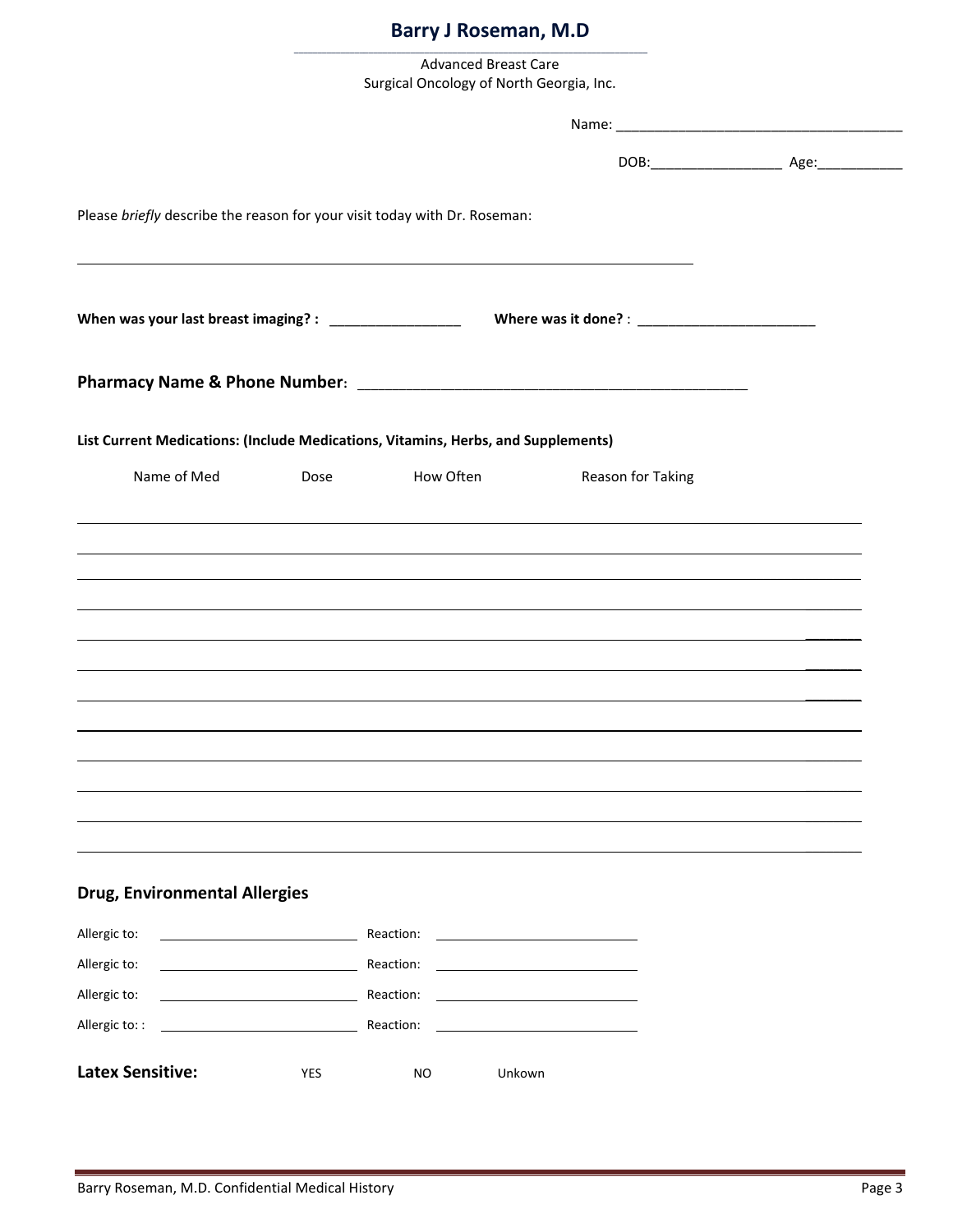# Barry J Roseman, M.D

Advanced Breast Care
Surgical Oncology of North Georgia, Inc.

Name: ______________________________________

DOB:_________________ Age:___________

Please *briefly* describe the reason for your visit today with Dr. Roseman:

_______________________________________________________________________________

**When was your last breast imaging? :** _________________ **Where was it done?** : _______________________

## Pharmacy Name & Phone Number: _______________________________________________

**List Current Medications: (Include Medications, Vitamins, Herbs, and Supplements)**

| Name of Med | Dose | How Often | Reason for Taking |
|---|---|---|---|
| | | | |
| | | | |
| | | | |
| | | | |
| | | | |
| | | | |
| | | | |
| | | | |
| | | | |
| | | | |
| | | | |
| | | | |

## Drug, Environmental Allergies

Allergic to: _________________________ Reaction: _________________________

Allergic to: _________________________ Reaction: _________________________

Allergic to: _________________________ Reaction: _________________________

Allergic to: : _________________________ Reaction: _________________________

**Latex Sensitive:** YES NO Unkown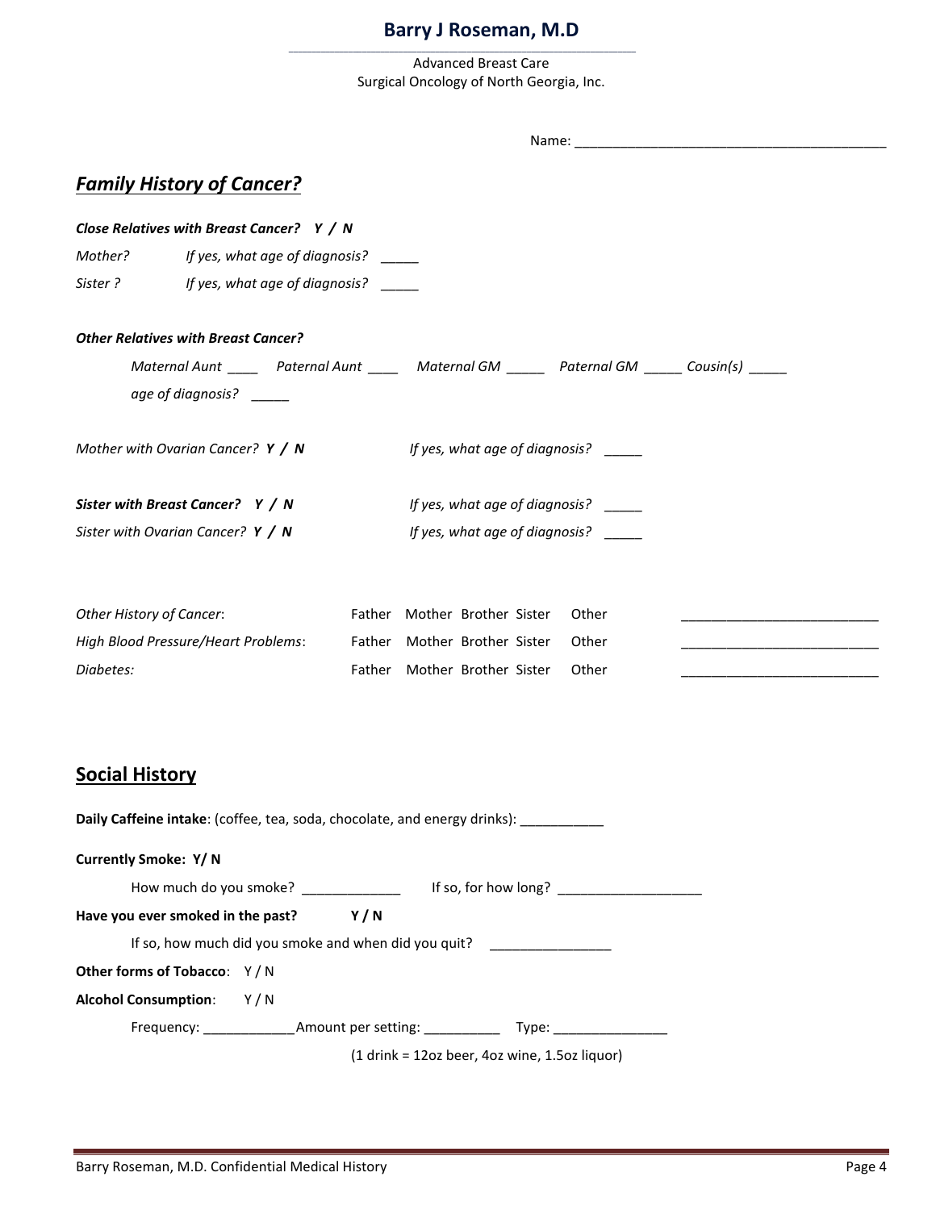**Barry J Roseman, M.D**

Advanced Breast Care
Surgical Oncology of North Georgia, Inc.

Name: ___________________________________________

## *Family History of Cancer?*

***Close Relatives with Breast Cancer? Y / N***

*Mother? If yes, what age of diagnosis?* _____

*Sister ? If yes, what age of diagnosis?* _____

***Other Relatives with Breast Cancer?***

*Maternal Aunt* ____ *Paternal Aunt* ____ *Maternal GM* _____ *Paternal GM* _____ *Cousin(s)* _____

*age of diagnosis?* _____

*Mother with Ovarian Cancer?* ***Y / N*** *If yes, what age of diagnosis?* _____

***Sister with Breast Cancer? Y / N*** *If yes, what age of diagnosis?* _____

*Sister with Ovarian Cancer?* ***Y / N*** *If yes, what age of diagnosis?* _____

| | | | | | | |
|---|---|---|---|---|---|---|
| *Other History of Cancer*: | Father | Mother | Brother | Sister | Other | ___________________________ |
| *High Blood Pressure/Heart Problems*: | Father | Mother | Brother | Sister | Other | ___________________________ |
| *Diabetes:* | Father | Mother | Brother | Sister | Other | ___________________________ |

## Social History

**Daily Caffeine intake**: (coffee, tea, soda, chocolate, and energy drinks): ___________

**Currently Smoke: Y/ N**

How much do you smoke? _____________ If so, for how long? ___________________

**Have you ever smoked in the past? Y / N**

If so, how much did you smoke and when did you quit? ________________

**Other forms of Tobacco**: Y / N

**Alcohol Consumption**: Y / N

Frequency: ____________Amount per setting: __________ Type: _______________

(1 drink = 12oz beer, 4oz wine, 1.5oz liquor)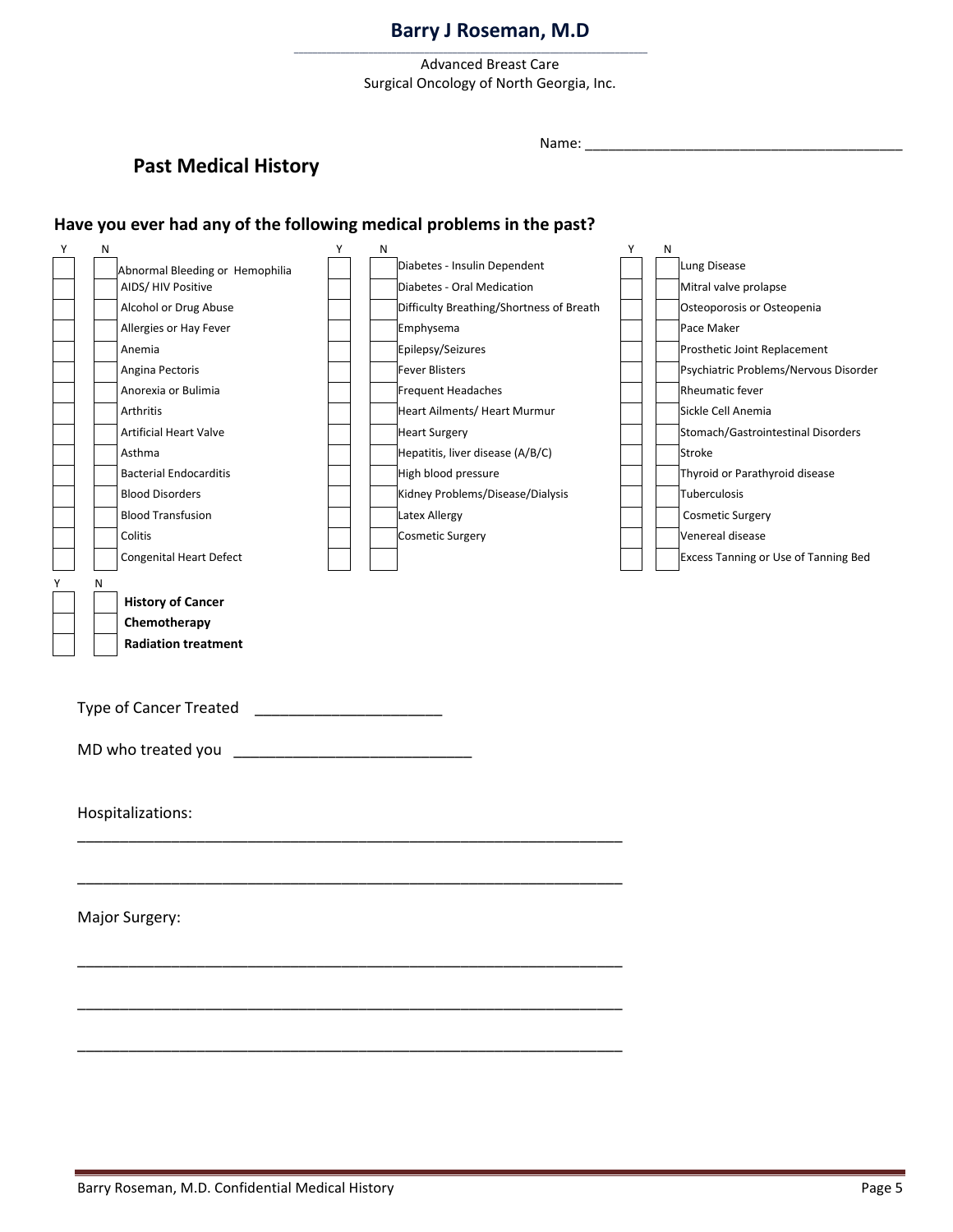# Barry J Roseman, M.D

Advanced Breast Care
Surgical Oncology of North Georgia, Inc.

Name: ________________________________________

## Past Medical History

### Have you ever had any of the following medical problems in the past?

| Y | N | | Y | N | | Y | N | |
|---|---|---|---|---|---|---|---|---|
| | | Abnormal Bleeding or Hemophilia | | | Diabetes - Insulin Dependent | | | Lung Disease |
| | | AIDS/ HIV Positive | | | Diabetes - Oral Medication | | | Mitral valve prolapse |
| | | Alcohol or Drug Abuse | | | Difficulty Breathing/Shortness of Breath | | | Osteoporosis or Osteopenia |
| | | Allergies or Hay Fever | | | Emphysema | | | Pace Maker |
| | | Anemia | | | Epilepsy/Seizures | | | Prosthetic Joint Replacement |
| | | Angina Pectoris | | | Fever Blisters | | | Psychiatric Problems/Nervous Disorder |
| | | Anorexia or Bulimia | | | Frequent Headaches | | | Rheumatic fever |
| | | Arthritis | | | Heart Ailments/ Heart Murmur | | | Sickle Cell Anemia |
| | | Artificial Heart Valve | | | Heart Surgery | | | Stomach/Gastrointestinal Disorders |
| | | Asthma | | | Hepatitis, liver disease (A/B/C) | | | Stroke |
| | | Bacterial Endocarditis | | | High blood pressure | | | Thyroid or Parathyroid disease |
| | | Blood Disorders | | | Kidney Problems/Disease/Dialysis | | | Tuberculosis |
| | | Blood Transfusion | | | Latex Allergy | | | Cosmetic Surgery |
| | | Colitis | | | Cosmetic Surgery | | | Venereal disease |
| | | Congenital Heart Defect | | | | | | Excess Tanning or Use of Tanning Bed |

| Y | N | |
|---|---|---|
| | | **History of Cancer** |
| | | **Chemotherapy** |
| | | **Radiation treatment** |

Type of Cancer Treated ______________________

MD who treated you ___________________________

Hospitalizations:

_______________________________________________________________

_______________________________________________________________

Major Surgery:

_______________________________________________________________

_______________________________________________________________

_______________________________________________________________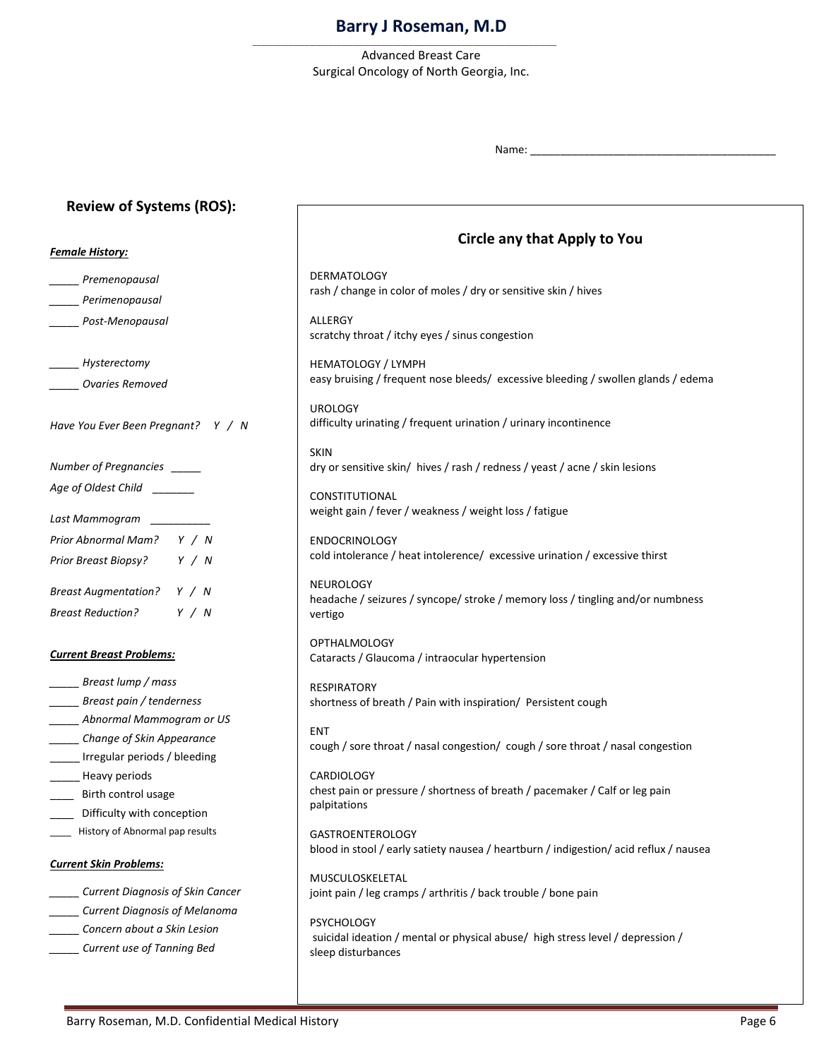# Barry J Roseman, M.D

Advanced Breast Care
Surgical Oncology of North Georgia, Inc.

Name: ________________________________________

## Review of Systems (ROS):

***Female History:***

_____ *Premenopausal*
_____ *Perimenopausal*
_____ *Post-Menopausal*

_____ *Hysterectomy*
_____ *Ovaries Removed*

*Have You Ever Been Pregnant?   Y / N*

*Number of Pregnancies* _____
*Age of Oldest Child* _______

*Last Mammogram* __________
*Prior Abnormal Mam?   Y / N*
*Prior Breast Biopsy?   Y / N*

*Breast Augmentation?   Y / N*
*Breast Reduction?   Y / N*

***Current Breast Problems:***

_____ *Breast lump / mass*
_____ *Breast pain / tenderness*
_____ *Abnormal Mammogram or US*
_____ *Change of Skin Appearance*
_____ Irregular periods / bleeding
_____ Heavy periods
____ Birth control usage
____ Difficulty with conception
____ History of Abnormal pap results

***Current Skin Problems:***

_____ *Current Diagnosis of Skin Cancer*
_____ *Current Diagnosis of Melanoma*
_____ *Concern about a Skin Lesion*
_____ *Current use of Tanning Bed*

### Circle any that Apply to You

DERMATOLOGY
rash / change in color of moles / dry or sensitive skin / hives

ALLERGY
scratchy throat / itchy eyes / sinus congestion

HEMATOLOGY / LYMPH
easy bruising / frequent nose bleeds/ excessive bleeding / swollen glands / edema

UROLOGY
difficulty urinating / frequent urination / urinary incontinence

SKIN
dry or sensitive skin/ hives / rash / redness / yeast / acne / skin lesions

CONSTITUTIONAL
weight gain / fever / weakness / weight loss / fatigue

ENDOCRINOLOGY
cold intolerance / heat intolerence/ excessive urination / excessive thirst

NEUROLOGY
headache / seizures / syncope/ stroke / memory loss / tingling and/or numbness
vertigo

OPTHALMOLOGY
Cataracts / Glaucoma / intraocular hypertension

RESPIRATORY
shortness of breath / Pain with inspiration/ Persistent cough

ENT
cough / sore throat / nasal congestion/ cough / sore throat / nasal congestion

CARDIOLOGY
chest pain or pressure / shortness of breath / pacemaker / Calf or leg pain
palpitations

GASTROENTEROLOGY
blood in stool / early satiety nausea / heartburn / indigestion/ acid reflux / nausea

MUSCULOSKELETAL
joint pain / leg cramps / arthritis / back trouble / bone pain

PSYCHOLOGY
suicidal ideation / mental or physical abuse/ high stress level / depression /
sleep disturbances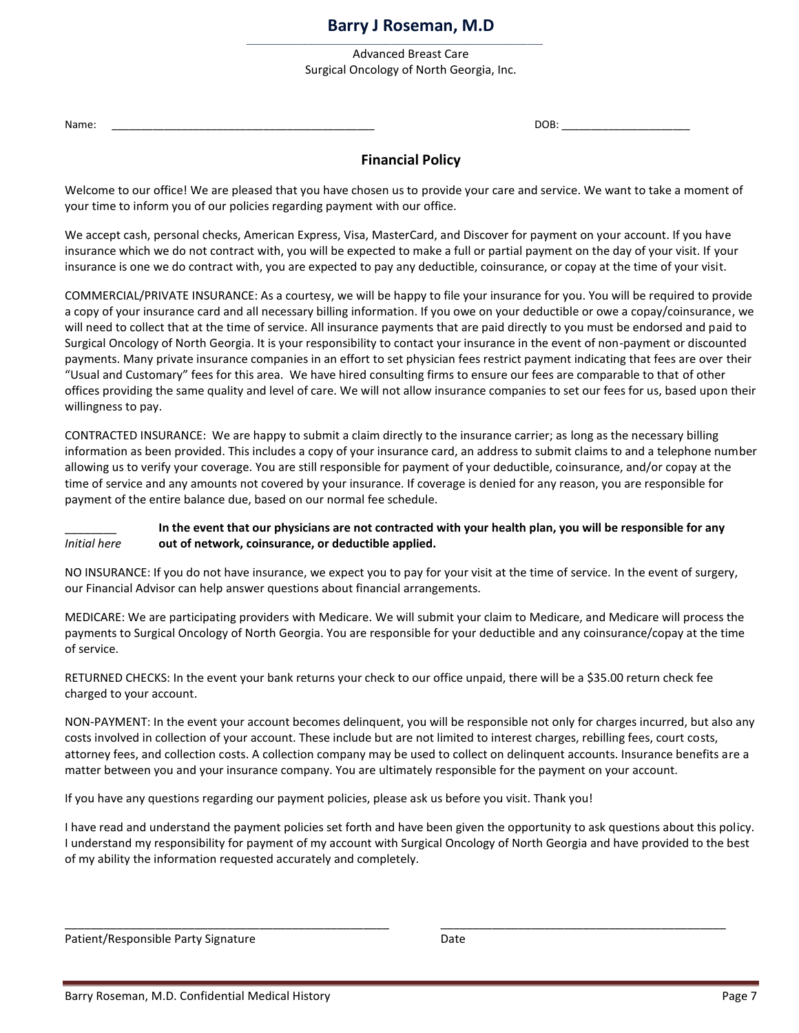# Barry J Roseman, M.D

Advanced Breast Care
Surgical Oncology of North Georgia, Inc.

Name: _____________________________________________ DOB: ______________________

## Financial Policy

Welcome to our office! We are pleased that you have chosen us to provide your care and service. We want to take a moment of your time to inform you of our policies regarding payment with our office.

We accept cash, personal checks, American Express, Visa, MasterCard, and Discover for payment on your account. If you have insurance which we do not contract with, you will be expected to make a full or partial payment on the day of your visit. If your insurance is one we do contract with, you are expected to pay any deductible, coinsurance, or copay at the time of your visit.

COMMERCIAL/PRIVATE INSURANCE: As a courtesy, we will be happy to file your insurance for you. You will be required to provide a copy of your insurance card and all necessary billing information. If you owe on your deductible or owe a copay/coinsurance, we will need to collect that at the time of service. All insurance payments that are paid directly to you must be endorsed and paid to Surgical Oncology of North Georgia. It is your responsibility to contact your insurance in the event of non-payment or discounted payments. Many private insurance companies in an effort to set physician fees restrict payment indicating that fees are over their "Usual and Customary" fees for this area. We have hired consulting firms to ensure our fees are comparable to that of other offices providing the same quality and level of care. We will not allow insurance companies to set our fees for us, based upon their willingness to pay.

CONTRACTED INSURANCE: We are happy to submit a claim directly to the insurance carrier; as long as the necessary billing information as been provided. This includes a copy of your insurance card, an address to submit claims to and a telephone number allowing us to verify your coverage. You are still responsible for payment of your deductible, coinsurance, and/or copay at the time of service and any amounts not covered by your insurance. If coverage is denied for any reason, you are responsible for payment of the entire balance due, based on our normal fee schedule.

________ **In the event that our physicians are not contracted with your health plan, you will be responsible for any**
*Initial here* **out of network, coinsurance, or deductible applied.**

NO INSURANCE: If you do not have insurance, we expect you to pay for your visit at the time of service. In the event of surgery, our Financial Advisor can help answer questions about financial arrangements.

MEDICARE: We are participating providers with Medicare. We will submit your claim to Medicare, and Medicare will process the payments to Surgical Oncology of North Georgia. You are responsible for your deductible and any coinsurance/copay at the time of service.

RETURNED CHECKS: In the event your bank returns your check to our office unpaid, there will be a $35.00 return check fee charged to your account.

NON-PAYMENT: In the event your account becomes delinquent, you will be responsible not only for charges incurred, but also any costs involved in collection of your account. These include but are not limited to interest charges, rebilling fees, court costs, attorney fees, and collection costs. A collection company may be used to collect on delinquent accounts. Insurance benefits are a matter between you and your insurance company. You are ultimately responsible for the payment on your account.

If you have any questions regarding our payment policies, please ask us before you visit. Thank you!

I have read and understand the payment policies set forth and have been given the opportunity to ask questions about this policy. I understand my responsibility for payment of my account with Surgical Oncology of North Georgia and have provided to the best of my ability the information requested accurately and completely.

_____________________________________________ _____________________________________________

Patient/Responsible Party Signature Date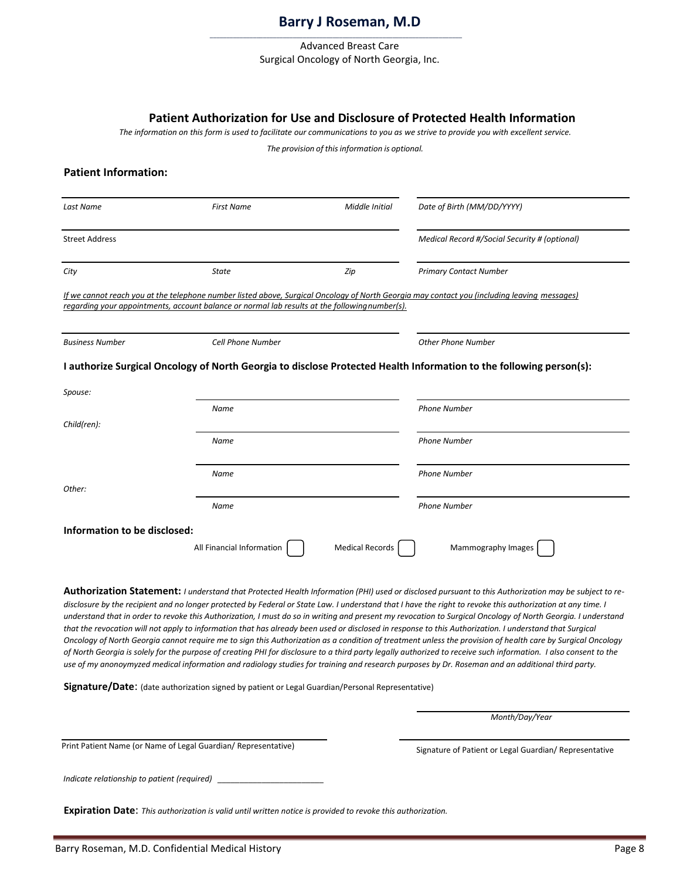# Barry J Roseman, M.D

Advanced Breast Care
Surgical Oncology of North Georgia, Inc.

## Patient Authorization for Use and Disclosure of Protected Health Information

*The information on this form is used to facilitate our communications to you as we strive to provide you with excellent service.*

*The provision of this information is optional.*

### Patient Information:

| | | | |
|---|---|---|---|
| *Last Name* | *First Name* | *Middle Initial* | *Date of Birth (MM/DD/YYYY)* |
| Street Address | | | *Medical Record #/Social Security # (optional)* |
| *City* | *State* | *Zip* | *Primary Contact Number* |

*If we cannot reach you at the telephone number listed above, Surgical Oncology of North Georgia may contact you (including leaving messages) regarding your appointments, account balance or normal lab results at the following number(s).*

| | | |
|---|---|---|
| *Business Number* | *Cell Phone Number* | *Other Phone Number* |

**I authorize Surgical Oncology of North Georgia to disclose Protected Health Information to the following person(s):**

| | | |
|---|---|---|
| *Spouse:* | *Name* | *Phone Number* |
| *Child(ren):* | *Name* | *Phone Number* |
| | *Name* | *Phone Number* |
| *Other:* | *Name* | *Phone Number* |

**Information to be disclosed:**

All Financial Information ☐ Medical Records ☐ Mammography Images ☐

**Authorization Statement:** *I understand that Protected Health Information (PHI) used or disclosed pursuant to this Authorization may be subject to re-disclosure by the recipient and no longer protected by Federal or State Law. I understand that I have the right to revoke this authorization at any time. I understand that in order to revoke this Authorization, I must do so in writing and present my revocation to Surgical Oncology of North Georgia. I understand that the revocation will not apply to information that has already been used or disclosed in response to this Authorization. I understand that Surgical Oncology of North Georgia cannot require me to sign this Authorization as a condition of treatment unless the provision of health care by Surgical Oncology of North Georgia is solely for the purpose of creating PHI for disclosure to a third party legally authorized to receive such information. I also consent to the use of my anonoymyzed medical information and radiology studies for training and research purposes by Dr. Roseman and an additional third party.*

**Signature/Date**: (date authorization signed by patient or Legal Guardian/Personal Representative)

*Month/Day/Year*

Print Patient Name (or Name of Legal Guardian/ Representative)

Signature of Patient or Legal Guardian/ Representative

*Indicate relationship to patient (required)* ________________________

**Expiration Date**: *This authorization is valid until written notice is provided to revoke this authorization.*